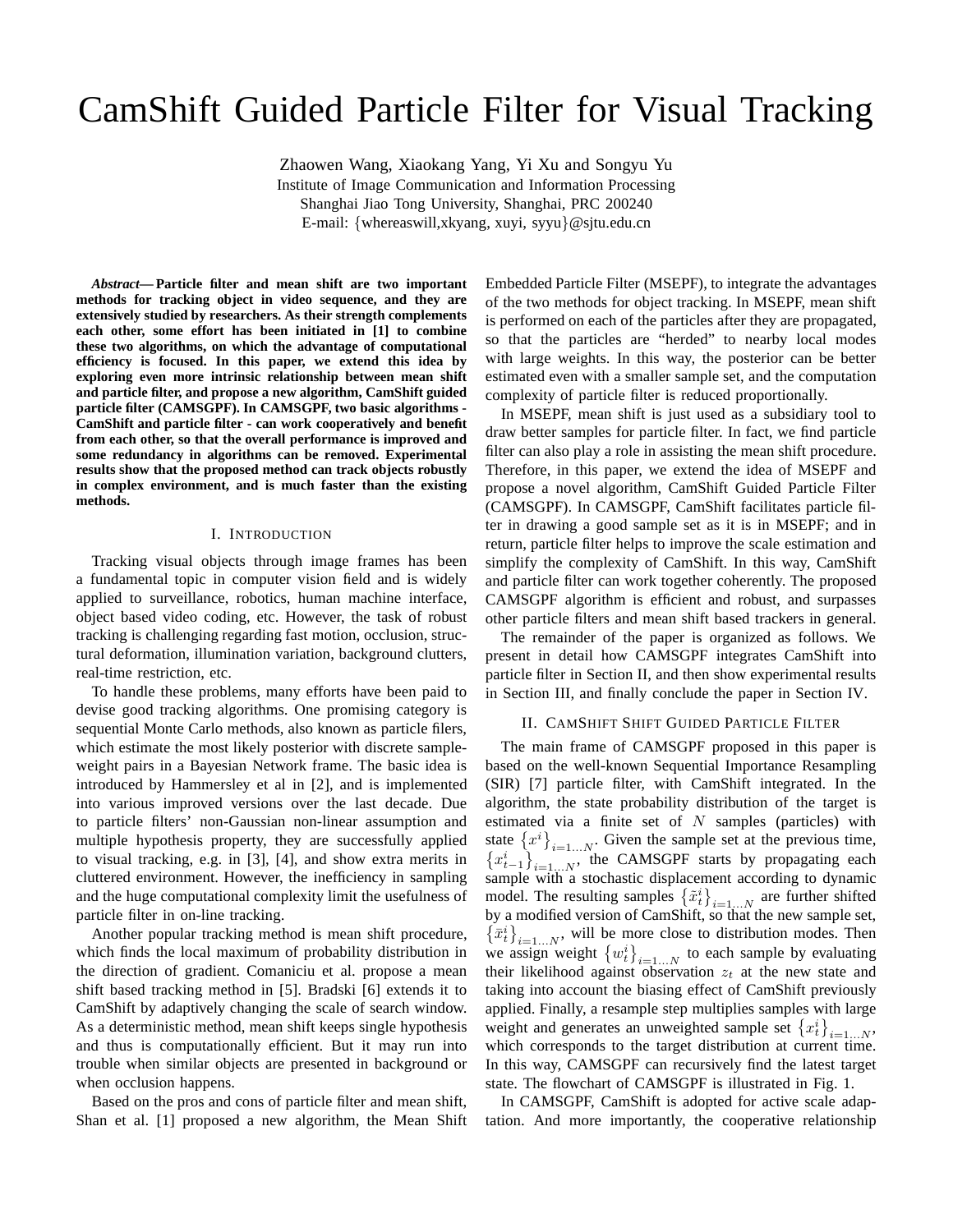# CamShift Guided Particle Filter for Visual Tracking

Zhaowen Wang, Xiaokang Yang, Yi Xu and Songyu Yu
Institute of Image Communication and Information Processing
Shanghai Jiao Tong University, Shanghai, PRC 200240
E-mail: {whereaswill,xkyang, xuyi, syyu}@sjtu.edu.cn

***Abstract*— Particle filter and mean shift are two important methods for tracking object in video sequence, and they are extensively studied by researchers. As their strength complements each other, some effort has been initiated in [1] to combine these two algorithms, on which the advantage of computational efficiency is focused. In this paper, we extend this idea by exploring even more intrinsic relationship between mean shift and particle filter, and propose a new algorithm, CamShift guided particle filter (CAMSGPF). In CAMSGPF, two basic algorithms - CamShift and particle filter - can work cooperatively and benefit from each other, so that the overall performance is improved and some redundancy in algorithms can be removed. Experimental results show that the proposed method can track objects robustly in complex environment, and is much faster than the existing methods.**

## I. Introduction

Tracking visual objects through image frames has been a fundamental topic in computer vision field and is widely applied to surveillance, robotics, human machine interface, object based video coding, etc. However, the task of robust tracking is challenging regarding fast motion, occlusion, structural deformation, illumination variation, background clutters, real-time restriction, etc.

To handle these problems, many efforts have been paid to devise good tracking algorithms. One promising category is sequential Monte Carlo methods, also known as particle filers, which estimate the most likely posterior with discrete sample-weight pairs in a Bayesian Network frame. The basic idea is introduced by Hammersley et al in [2], and is implemented into various improved versions over the last decade. Due to particle filters' non-Gaussian non-linear assumption and multiple hypothesis property, they are successfully applied to visual tracking, e.g. in [3], [4], and show extra merits in cluttered environment. However, the inefficiency in sampling and the huge computational complexity limit the usefulness of particle filter in on-line tracking.

Another popular tracking method is mean shift procedure, which finds the local maximum of probability distribution in the direction of gradient. Comaniciu et al. propose a mean shift based tracking method in [5]. Bradski [6] extends it to CamShift by adaptively changing the scale of search window. As a deterministic method, mean shift keeps single hypothesis and thus is computationally efficient. But it may run into trouble when similar objects are presented in background or when occlusion happens.

Based on the pros and cons of particle filter and mean shift, Shan et al. [1] proposed a new algorithm, the Mean Shift Embedded Particle Filter (MSEPF), to integrate the advantages of the two methods for object tracking. In MSEPF, mean shift is performed on each of the particles after they are propagated, so that the particles are "herded" to nearby local modes with large weights. In this way, the posterior can be better estimated even with a smaller sample set, and the computation complexity of particle filter is reduced proportionally.

In MSEPF, mean shift is just used as a subsidiary tool to draw better samples for particle filter. In fact, we find particle filter can also play a role in assisting the mean shift procedure. Therefore, in this paper, we extend the idea of MSEPF and propose a novel algorithm, CamShift Guided Particle Filter (CAMSGPF). In CAMSGPF, CamShift facilitates particle filter in drawing a good sample set as it is in MSEPF; and in return, particle filter helps to improve the scale estimation and simplify the complexity of CamShift. In this way, CamShift and particle filter can work together coherently. The proposed CAMSGPF algorithm is efficient and robust, and surpasses other particle filters and mean shift based trackers in general.

The remainder of the paper is organized as follows. We present in detail how CAMSGPF integrates CamShift into particle filter in Section II, and then show experimental results in Section III, and finally conclude the paper in Section IV.

## II. CamShift Shift Guided Particle Filter

The main frame of CAMSGPF proposed in this paper is based on the well-known Sequential Importance Resampling (SIR) [7] particle filter, with CamShift integrated. In the algorithm, the state probability distribution of the target is estimated via a finite set of $N$ samples (particles) with state $\{x^i\}_{i=1...N}$. Given the sample set at the previous time, $\{x^i_{t-1}\}_{i=1...N}$, the CAMSGPF starts by propagating each sample with a stochastic displacement according to dynamic model. The resulting samples $\{\tilde{x}^i_t\}_{i=1...N}$ are further shifted by a modified version of CamShift, so that the new sample set, $\{\bar{x}^i_t\}_{i=1...N}$, will be more close to distribution modes. Then we assign weight $\{w^i_t\}_{i=1...N}$ to each sample by evaluating their likelihood against observation $z_t$ at the new state and taking into account the biasing effect of CamShift previously applied. Finally, a resample step multiplies samples with large weight and generates an unweighted sample set $\{x^i_t\}_{i=1...N}$, which corresponds to the target distribution at current time. In this way, CAMSGPF can recursively find the latest target state. The flowchart of CAMSGPF is illustrated in Fig. 1.

In CAMSGPF, CamShift is adopted for active scale adaptation. And more importantly, the cooperative relationship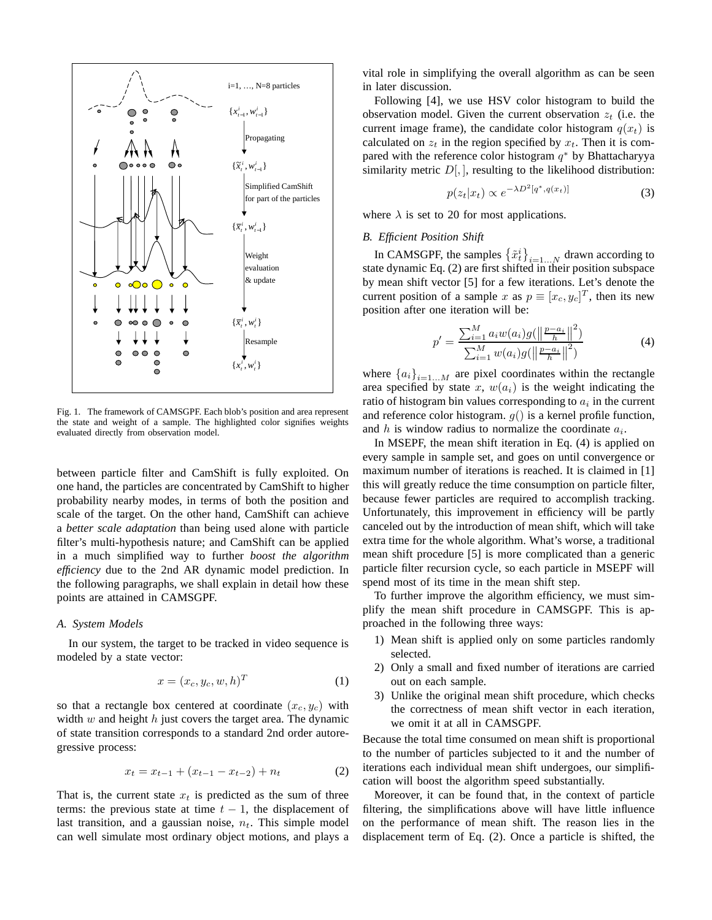Fig. 1. The framework of CAMSGPF. Each blob's position and area represent the state and weight of a sample. The highlighted color signifies weights evaluated directly from observation model.

between particle filter and CamShift is fully exploited. On one hand, the particles are concentrated by CamShift to higher probability nearby modes, in terms of both the position and scale of the target. On the other hand, CamShift can achieve a *better scale adaptation* than being used alone with particle filter's multi-hypothesis nature; and CamShift can be applied in a much simplified way to further *boost the algorithm efficiency* due to the 2nd AR dynamic model prediction. In the following paragraphs, we shall explain in detail how these points are attained in CAMSGPF.

### A. System Models

In our system, the target to be tracked in video sequence is modeled by a state vector:

$$x = (x_c, y_c, w, h)^T \tag{1}$$

so that a rectangle box centered at coordinate $(x_c, y_c)$ with width $w$ and height $h$ just covers the target area. The dynamic of state transition corresponds to a standard 2nd order autoregressive process:

$$x_t = x_{t-1} + (x_{t-1} - x_{t-2}) + n_t \tag{2}$$

That is, the current state $x_t$ is predicted as the sum of three terms: the previous state at time $t-1$, the displacement of last transition, and a gaussian noise, $n_t$. This simple model can well simulate most ordinary object motions, and plays a vital role in simplifying the overall algorithm as can be seen in later discussion.

Following [4], we use HSV color histogram to build the observation model. Given the current observation $z_t$ (i.e. the current image frame), the candidate color histogram $q(x_t)$ is calculated on $z_t$ in the region specified by $x_t$. Then it is compared with the reference color histogram $q^*$ by Bhattacharyya similarity metric $D[,]$, resulting to the likelihood distribution:

$$p(z_t|x_t) \propto e^{-\lambda D^2[q^*, q(x_t)]} \tag{3}$$

where $\lambda$ is set to 20 for most applications.

### B. Efficient Position Shift

In CAMSGPF, the samples $\{\tilde{x}_t^i\}_{i=1...N}$ drawn according to state dynamic Eq. (2) are first shifted in their position subspace by mean shift vector [5] for a few iterations. Let's denote the current position of a sample $x$ as $p \equiv [x_c, y_c]^T$, then its new position after one iteration will be:

$$p' = \frac{\sum_{i=1}^{M} a_i w(a_i) g(\left\| \frac{p - a_i}{h} \right\|^2)}{\sum_{i=1}^{M} w(a_i) g(\left\| \frac{p - a_i}{h} \right\|^2)} \tag{4}$$

where $\{a_i\}_{i=1...M}$ are pixel coordinates within the rectangle area specified by state $x$, $w(a_i)$ is the weight indicating the ratio of histogram bin values corresponding to $a_i$ in the current and reference color histogram. $g()$ is a kernel profile function, and $h$ is window radius to normalize the coordinate $a_i$.

In MSEPF, the mean shift iteration in Eq. (4) is applied on every sample in sample set, and goes on until convergence or maximum number of iterations is reached. It is claimed in [1] this will greatly reduce the time consumption on particle filter, because fewer particles are required to accomplish tracking. Unfortunately, this improvement in efficiency will be partly canceled out by the introduction of mean shift, which will take extra time for the whole algorithm. What's worse, a traditional mean shift procedure [5] is more complicated than a generic particle filter recursion cycle, so each particle in MSEPF will spend most of its time in the mean shift step.

To further improve the algorithm efficiency, we must simplify the mean shift procedure in CAMSGPF. This is approached in the following three ways:

1) Mean shift is applied only on some particles randomly selected.
2) Only a small and fixed number of iterations are carried out on each sample.
3) Unlike the original mean shift procedure, which checks the correctness of mean shift vector in each iteration, we omit it at all in CAMSGPF.

Because the total time consumed on mean shift is proportional to the number of particles subjected to it and the number of iterations each individual mean shift undergoes, our simplification will boost the algorithm speed substantially.

Moreover, it can be found that, in the context of particle filtering, the simplifications above will have little influence on the performance of mean shift. The reason lies in the displacement term of Eq. (2). Once a particle is shifted, the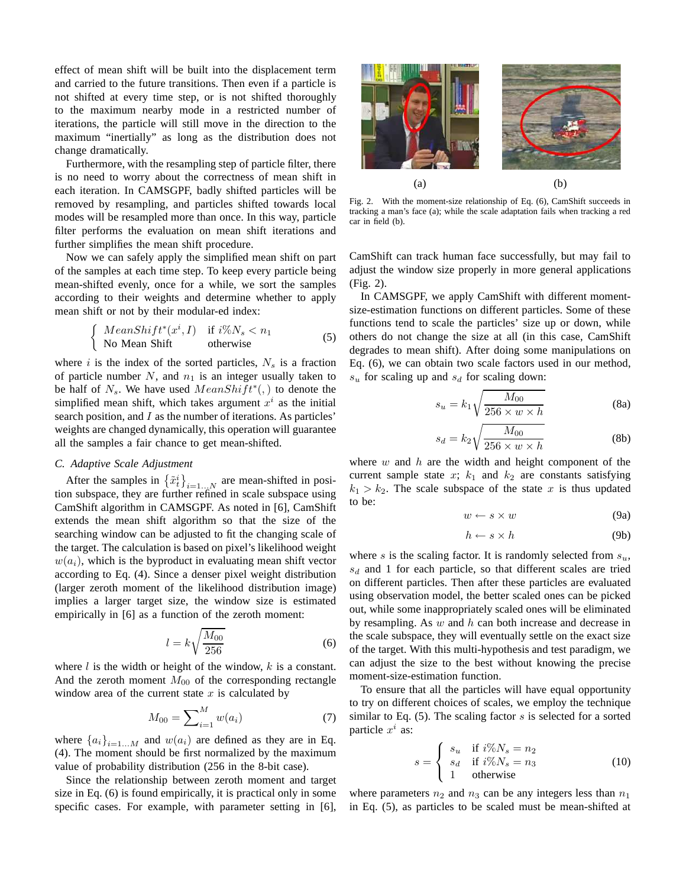effect of mean shift will be built into the displacement term and carried to the future transitions. Then even if a particle is not shifted at every time step, or is not shifted thoroughly to the maximum nearby mode in a restricted number of iterations, the particle will still move in the direction to the maximum "inertially" as long as the distribution does not change dramatically.

Furthermore, with the resampling step of particle filter, there is no need to worry about the correctness of mean shift in each iteration. In CAMSGPF, badly shifted particles will be removed by resampling, and particles shifted towards local modes will be resampled more than once. In this way, particle filter performs the evaluation on mean shift iterations and further simplifies the mean shift procedure.

Now we can safely apply the simplified mean shift on part of the samples at each time step. To keep every particle being mean-shifted evenly, once for a while, we sort the samples according to their weights and determine whether to apply mean shift or not by their modular-ed index:

$$\begin{cases} MeanShift^*(x^i, I) & \text{if } i\%N_s < n_1 \\ \text{No Mean Shift} & \text{otherwise} \end{cases} \tag{5}$$

where $i$ is the index of the sorted particles, $N_s$ is a fraction of particle number $N$, and $n_1$ is an integer usually taken to be half of $N_s$. We have used $MeanShift^*(,)$ to denote the simplified mean shift, which takes argument $x^i$ as the initial search position, and $I$ as the number of iterations. As particles' weights are changed dynamically, this operation will guarantee all the samples a fair chance to get mean-shifted.

### C. Adaptive Scale Adjustment

After the samples in $\{\tilde{x}_t^i\}_{i=1...N}$ are mean-shifted in position subspace, they are further refined in scale subspace using CamShift algorithm in CAMSGPF. As noted in [6], CamShift extends the mean shift algorithm so that the size of the searching window can be adjusted to fit the changing scale of the target. The calculation is based on pixel's likelihood weight $w(a_i)$, which is the byproduct in evaluating mean shift vector according to Eq. (4). Since a denser pixel weight distribution (larger zeroth moment of the likelihood distribution image) implies a larger target size, the window size is estimated empirically in [6] as a function of the zeroth moment:

$$l = k\sqrt{\frac{M_{00}}{256}} \tag{6}$$

where $l$ is the width or height of the window, $k$ is a constant. And the zeroth moment $M_{00}$ of the corresponding rectangle window area of the current state $x$ is calculated by

$$M_{00} = \sum_{i=1}^{M} w(a_i) \tag{7}$$

where $\{a_i\}_{i=1...M}$ and $w(a_i)$ are defined as they are in Eq. (4). The moment should be first normalized by the maximum value of probability distribution (256 in the 8-bit case).

Since the relationship between zeroth moment and target size in Eq. (6) is found empirically, it is practical only in some specific cases. For example, with parameter setting in [6], CamShift can track human face successfully, but may fail to adjust the window size properly in more general applications (Fig. 2).

(a) (b)

Fig. 2. With the moment-size relationship of Eq. (6), CamShift succeeds in tracking a man's face (a); while the scale adaptation fails when tracking a red car in field (b).

In CAMSGPF, we apply CamShift with different moment-size-estimation functions on different particles. Some of these functions tend to scale the particles' size up or down, while others do not change the size at all (in this case, CamShift degrades to mean shift). After doing some manipulations on Eq. (6), we can obtain two scale factors used in our method, $s_u$ for scaling up and $s_d$ for scaling down:

$$s_u = k_1\sqrt{\frac{M_{00}}{256 \times w \times h}} \tag{8a}$$

$$s_d = k_2\sqrt{\frac{M_{00}}{256 \times w \times h}} \tag{8b}$$

where $w$ and $h$ are the width and height component of the current sample state $x$; $k_1$ and $k_2$ are constants satisfying $k_1 > k_2$. The scale subspace of the state $x$ is thus updated to be:

$$w \leftarrow s \times w \tag{9a}$$

$$h \leftarrow s \times h \tag{9b}$$

where $s$ is the scaling factor. It is randomly selected from $s_u$, $s_d$ and 1 for each particle, so that different scales are tried on different particles. Then after these particles are evaluated using observation model, the better scaled ones can be picked out, while some inappropriately scaled ones will be eliminated by resampling. As $w$ and $h$ can both increase and decrease in the scale subspace, they will eventually settle on the exact size of the target. With this multi-hypothesis and test paradigm, we can adjust the size to the best without knowing the precise moment-size-estimation function.

To ensure that all the particles will have equal opportunity to try on different choices of scales, we employ the technique similar to Eq. (5). The scaling factor $s$ is selected for a sorted particle $x^i$ as:

$$s = \begin{cases} s_u & \text{if } i\%N_s = n_2 \\ s_d & \text{if } i\%N_s = n_3 \\ 1 & \text{otherwise} \end{cases} \tag{10}$$

where parameters $n_2$ and $n_3$ can be any integers less than $n_1$ in Eq. (5), as particles to be scaled must be mean-shifted at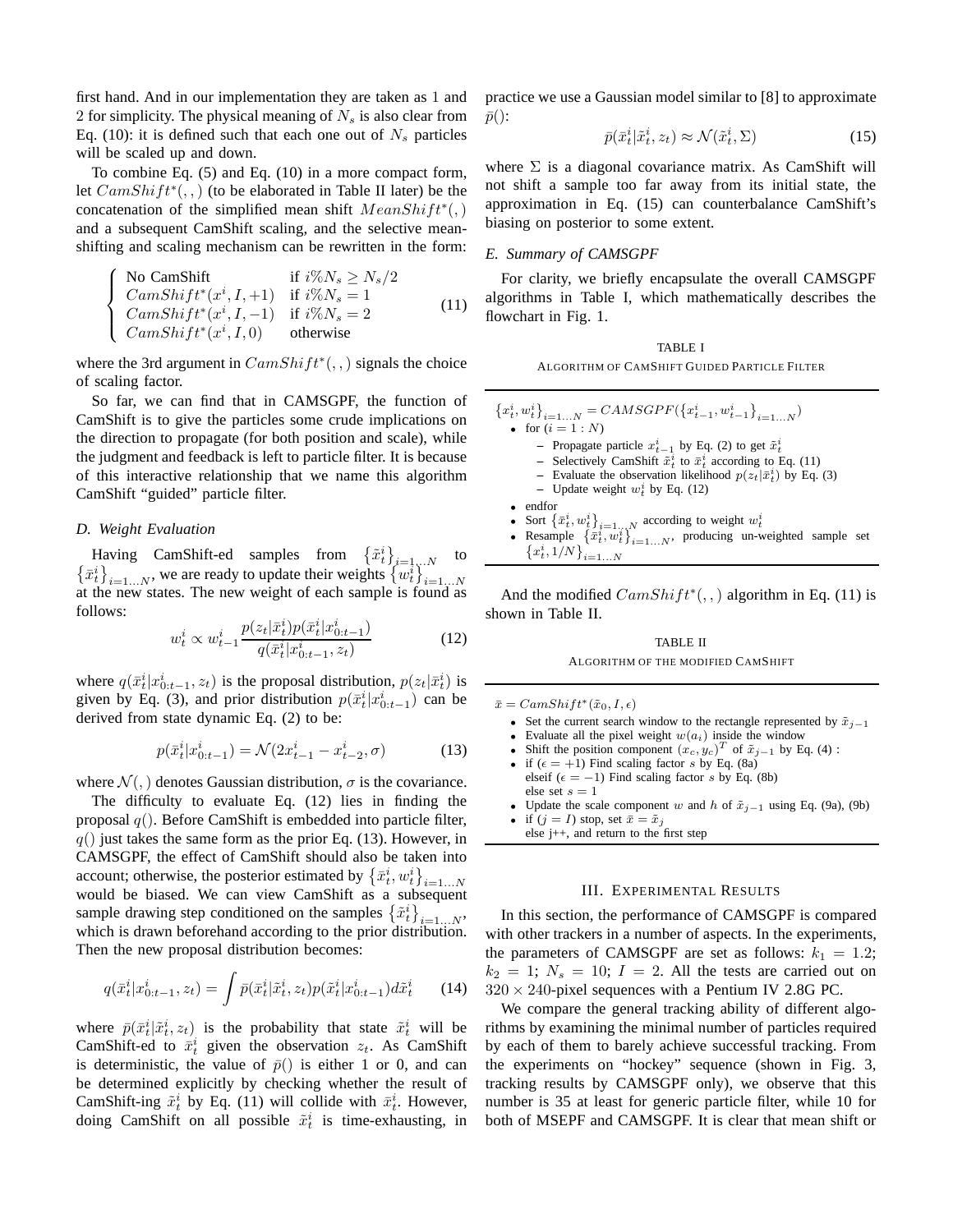first hand. And in our implementation they are taken as 1 and 2 for simplicity. The physical meaning of $N_s$ is also clear from Eq. (10): it is defined such that each one out of $N_s$ particles will be scaled up and down.

To combine Eq. (5) and Eq. (10) in a more compact form, let $CamShift^*(,,)$ (to be elaborated in Table II later) be the concatenation of the simplified mean shift $MeanShift^*(,)$ and a subsequent CamShift scaling, and the selective mean-shifting and scaling mechanism can be rewritten in the form:

$$\begin{cases} \text{No CamShift} & \text{if } i\%N_s \geq N_s/2 \\ CamShift^*(x^i, I, +1) & \text{if } i\%N_s = 1 \\ CamShift^*(x^i, I, -1) & \text{if } i\%N_s = 2 \\ CamShift^*(x^i, I, 0) & \text{otherwise} \end{cases} \tag{11}$$

where the 3rd argument in $CamShift^*(,,)$ signals the choice of scaling factor.

So far, we can find that in CAMSGPF, the function of CamShift is to give the particles some crude implications on the direction to propagate (for both position and scale), while the judgment and feedback is left to particle filter. It is because of this interactive relationship that we name this algorithm CamShift "guided" particle filter.

### D. Weight Evaluation

Having CamShift-ed samples from $\{\tilde{x}_t^i\}_{i=1...N}$ to $\{\bar{x}_t^i\}_{i=1...N}$, we are ready to update their weights $\{w_t^i\}_{i=1...N}$ at the new states. The new weight of each sample is found as follows:

$$w_t^i \propto w_{t-1}^i \frac{p(z_t|\bar{x}_t^i)p(\bar{x}_t^i|x_{0:t-1}^i)}{q(\bar{x}_t^i|x_{0:t-1}^i, z_t)} \tag{12}$$

where $q(\bar{x}_t^i|x_{0:t-1}^i, z_t)$ is the proposal distribution, $p(z_t|\bar{x}_t^i)$ is given by Eq. (3), and prior distribution $p(\bar{x}_t^i|x_{0:t-1}^i)$ can be derived from state dynamic Eq. (2) to be:

$$p(\bar{x}_t^i|x_{0:t-1}^i) = \mathcal{N}(2x_{t-1}^i - x_{t-2}^i, \sigma) \tag{13}$$

where $\mathcal{N}(,)$ denotes Gaussian distribution, $\sigma$ is the covariance.

The difficulty to evaluate Eq. (12) lies in finding the proposal $q()$. Before CamShift is embedded into particle filter, $q()$ just takes the same form as the prior Eq. (13). However, in CAMSGPF, the effect of CamShift should also be taken into account; otherwise, the posterior estimated by $\{\bar{x}_t^i, w_t^i\}_{i=1...N}$ would be biased. We can view CamShift as a subsequent sample drawing step conditioned on the samples $\{\tilde{x}_t^i\}_{i=1...N}$, which is drawn beforehand according to the prior distribution. Then the new proposal distribution becomes:

$$q(\bar{x}_t^i|x_{0:t-1}^i, z_t) = \int \bar{p}(\bar{x}_t^i|\tilde{x}_t^i, z_t)p(\tilde{x}_t^i|x_{0:t-1}^i)d\tilde{x}_t^i \tag{14}$$

where $\bar{p}(\bar{x}_t^i|\tilde{x}_t^i, z_t)$ is the probability that state $\tilde{x}_t^i$ will be CamShift-ed to $\bar{x}_t^i$ given the observation $z_t$. As CamShift is deterministic, the value of $\bar{p}()$ is either 1 or 0, and can be determined explicitly by checking whether the result of CamShift-ing $\tilde{x}_t^i$ by Eq. (11) will collide with $\bar{x}_t^i$. However, doing CamShift on all possible $\tilde{x}_t^i$ is time-exhausting, in practice we use a Gaussian model similar to [8] to approximate $\bar{p}()$:

$$\bar{p}(\bar{x}_t^i|\tilde{x}_t^i, z_t) \approx \mathcal{N}(\tilde{x}_t^i, \Sigma) \tag{15}$$

where $\Sigma$ is a diagonal covariance matrix. As CamShift will not shift a sample too far away from its initial state, the approximation in Eq. (15) can counterbalance CamShift's biasing on posterior to some extent.

### E. Summary of CAMSGPF

For clarity, we briefly encapsulate the overall CAMSGPF algorithms in Table I, which mathematically describes the flowchart in Fig. 1.

TABLE I
ALGORITHM OF CAMSHIFT GUIDED PARTICLE FILTER

$\{x_t^i, w_t^i\}_{i=1...N} = CAMSGPF(\{x_{t-1}^i, w_{t-1}^i\}_{i=1...N})$
- for $(i = 1 : N)$
  - Propagate particle $x_{t-1}^i$ by Eq. (2) to get $\tilde{x}_t^i$
  - Selectively CamShift $\tilde{x}_t^i$ to $\bar{x}_t^i$ according to Eq. (11)
  - Evaluate the observation likelihood $p(z_t|\bar{x}_t^i)$ by Eq. (3)
  - Update weight $w_t^i$ by Eq. (12)
- endfor
- Sort $\{\bar{x}_t^i, w_t^i\}_{i=1...N}$ according to weight $w_t^i$
- Resample $\{\bar{x}_t^i, w_t^i\}_{i=1...N}$, producing un-weighted sample set $\{x_t^i, 1/N\}_{i=1...N}$

And the modified $CamShift^*(,,)$ algorithm in Eq. (11) is shown in Table II.

TABLE II
ALGORITHM OF THE MODIFIED CAMSHIFT

$\bar{x} = CamShift^*(\tilde{x}_0, I, \epsilon)$
- Set the current search window to the rectangle represented by $\tilde{x}_{j-1}$
- Evaluate all the pixel weight $w(a_i)$ inside the window
- Shift the position component $(x_c, y_c)^T$ of $\tilde{x}_{j-1}$ by Eq. (4) :
- if $(\epsilon = +1)$ Find scaling factor $s$ by Eq. (8a)
  elseif $(\epsilon = -1)$ Find scaling factor $s$ by Eq. (8b)
  else set $s = 1$
- Update the scale component $w$ and $h$ of $\tilde{x}_{j-1}$ using Eq. (9a), (9b)
- if $(j = I)$ stop, set $\bar{x} = \tilde{x}_j$
  else j++, and return to the first step

## III. EXPERIMENTAL RESULTS

In this section, the performance of CAMSGPF is compared with other trackers in a number of aspects. In the experiments, the parameters of CAMSGPF are set as follows: $k_1 = 1.2$; $k_2 = 1$; $N_s = 10$; $I = 2$. All the tests are carried out on $320 \times 240$-pixel sequences with a Pentium IV 2.8G PC.

We compare the general tracking ability of different algorithms by examining the minimal number of particles required by each of them to barely achieve successful tracking. From the experiments on "hockey" sequence (shown in Fig. 3, tracking results by CAMSGPF only), we observe that this number is 35 at least for generic particle filter, while 10 for both of MSEPF and CAMSGPF. It is clear that mean shift or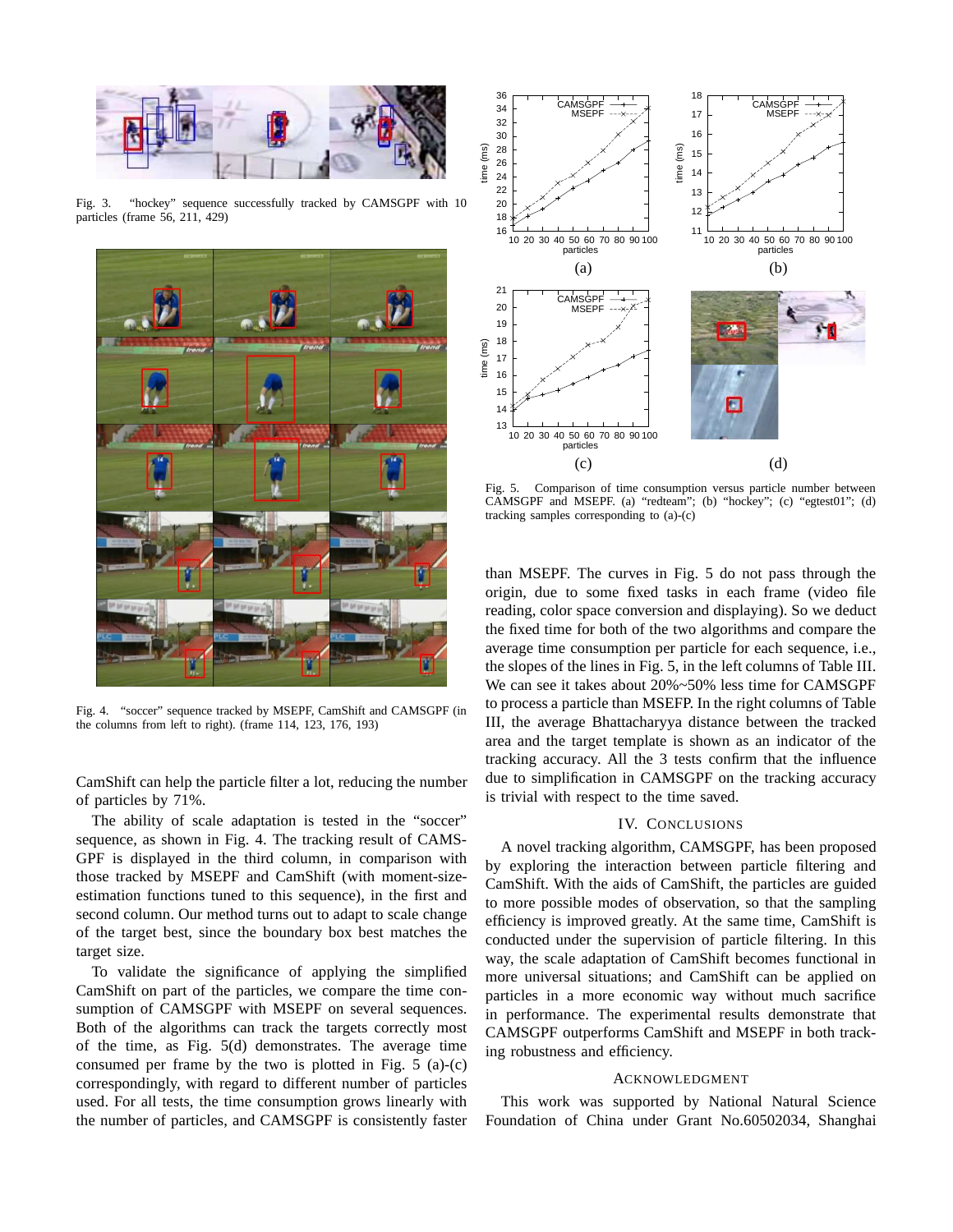Fig. 3. "hockey" sequence successfully tracked by CAMSGPF with 10 particles (frame 56, 211, 429)

Fig. 4. "soccer" sequence tracked by MSEPF, CamShift and CAMSGPF (in the columns from left to right). (frame 114, 123, 176, 193)

CamShift can help the particle filter a lot, reducing the number of particles by 71%.

The ability of scale adaptation is tested in the "soccer" sequence, as shown in Fig. 4. The tracking result of CAMSGPF is displayed in the third column, in comparison with those tracked by MSEPF and CamShift (with moment-size-estimation functions tuned to this sequence), in the first and second column. Our method turns out to adapt to scale change of the target best, since the boundary box best matches the target size.

To validate the significance of applying the simplified CamShift on part of the particles, we compare the time consumption of CAMSGPF with MSEPF on several sequences. Both of the algorithms can track the targets correctly most of the time, as Fig. 5(d) demonstrates. The average time consumed per frame by the two is plotted in Fig. 5 (a)-(c) correspondingly, with regard to different number of particles used. For all tests, the time consumption grows linearly with the number of particles, and CAMSGPF is consistently faster than MSEPF. The curves in Fig. 5 do not pass through the origin, due to some fixed tasks in each frame (video file reading, color space conversion and displaying). So we deduct the fixed time for both of the two algorithms and compare the average time consumption per particle for each sequence, i.e., the slopes of the lines in Fig. 5, in the left columns of Table III. We can see it takes about 20%~50% less time for CAMSGPF to process a particle than MSEFP. In the right columns of Table III, the average Bhattacharyya distance between the tracked area and the target template is shown as an indicator of the tracking accuracy. All the 3 tests confirm that the influence due to simplification in CAMSGPF on the tracking accuracy is trivial with respect to the time saved.

Fig. 5. Comparison of time consumption versus particle number between CAMSGPF and MSEPF. (a) "redteam"; (b) "hockey"; (c) "egtest01"; (d) tracking samples corresponding to (a)-(c)

## IV. Conclusions

A novel tracking algorithm, CAMSGPF, has been proposed by exploring the interaction between particle filtering and CamShift. With the aids of CamShift, the particles are guided to more possible modes of observation, so that the sampling efficiency is improved greatly. At the same time, CamShift is conducted under the supervision of particle filtering. In this way, the scale adaptation of CamShift becomes functional in more universal situations; and CamShift can be applied on particles in a more economic way without much sacrifice in performance. The experimental results demonstrate that CAMSGPF outperforms CamShift and MSEPF in both tracking robustness and efficiency.

## Acknowledgment

This work was supported by National Natural Science Foundation of China under Grant No.60502034, Shanghai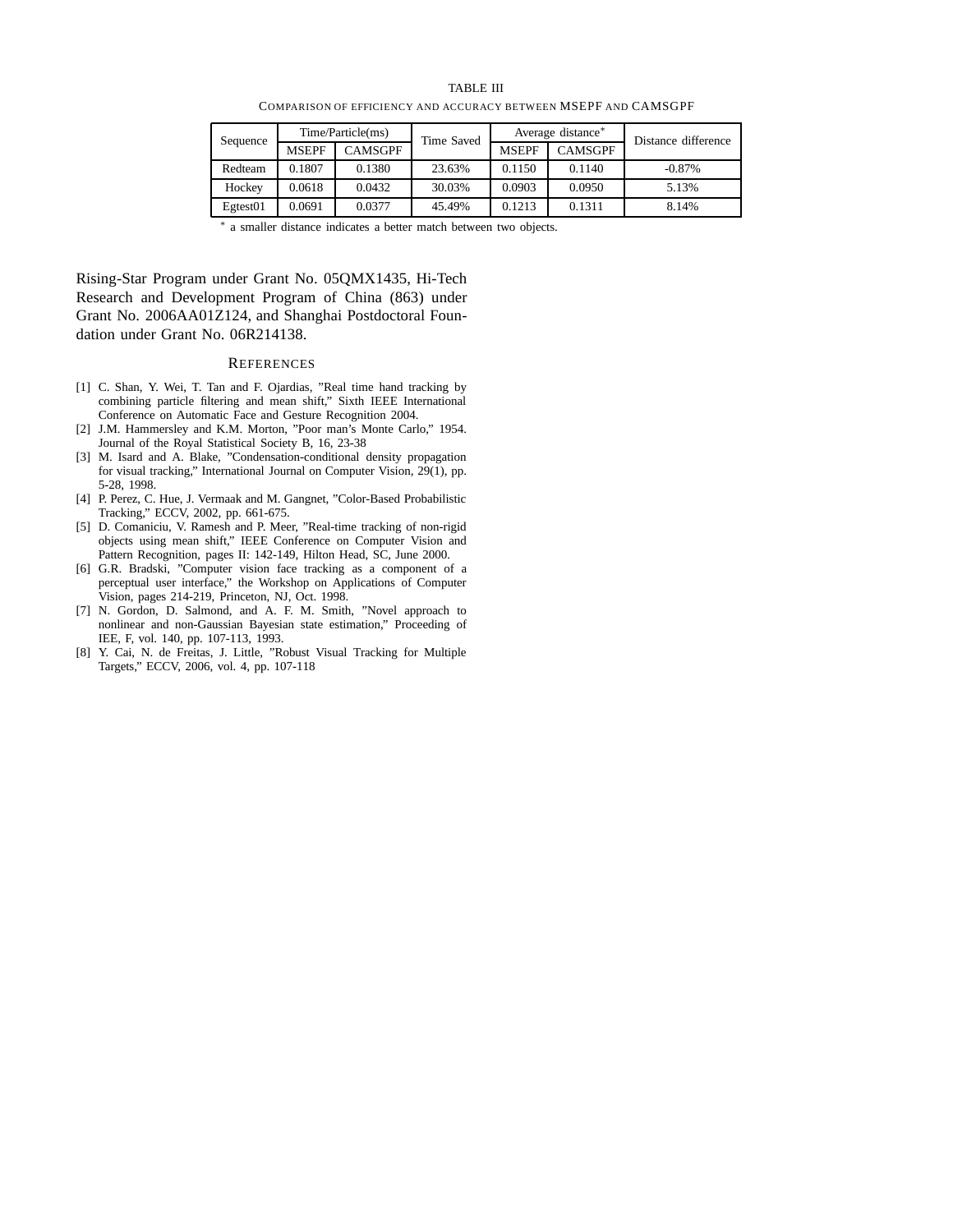TABLE III

COMPARISON OF EFFICIENCY AND ACCURACY BETWEEN MSEPF AND CAMSGPF

| Sequence | Time/Particle(ms) | | Time Saved | Average distance* | | Distance difference |
|---|---|---|---|---|---|---|
| | MSEPF | CAMSGPF | | MSEPF | CAMSGPF | |
| Redteam | 0.1807 | 0.1380 | 23.63% | 0.1150 | 0.1140 | -0.87% |
| Hockey | 0.0618 | 0.0432 | 30.03% | 0.0903 | 0.0950 | 5.13% |
| Egtest01 | 0.0691 | 0.0377 | 45.49% | 0.1213 | 0.1311 | 8.14% |

* a smaller distance indicates a better match between two objects.

Rising-Star Program under Grant No. 05QMX1435, Hi-Tech Research and Development Program of China (863) under Grant No. 2006AA01Z124, and Shanghai Postdoctoral Foundation under Grant No. 06R214138.

## REFERENCES

[1] C. Shan, Y. Wei, T. Tan and F. Ojardias, "Real time hand tracking by combining particle filtering and mean shift," Sixth IEEE International Conference on Automatic Face and Gesture Recognition 2004.

[2] J.M. Hammersley and K.M. Morton, "Poor man's Monte Carlo," 1954. Journal of the Royal Statistical Society B, 16, 23-38

[3] M. Isard and A. Blake, "Condensation-conditional density propagation for visual tracking," International Journal on Computer Vision, 29(1), pp. 5-28, 1998.

[4] P. Perez, C. Hue, J. Vermaak and M. Gangnet, "Color-Based Probabilistic Tracking," ECCV, 2002, pp. 661-675.

[5] D. Comaniciu, V. Ramesh and P. Meer, "Real-time tracking of non-rigid objects using mean shift," IEEE Conference on Computer Vision and Pattern Recognition, pages II: 142-149, Hilton Head, SC, June 2000.

[6] G.R. Bradski, "Computer vision face tracking as a component of a perceptual user interface," the Workshop on Applications of Computer Vision, pages 214-219, Princeton, NJ, Oct. 1998.

[7] N. Gordon, D. Salmond, and A. F. M. Smith, "Novel approach to nonlinear and non-Gaussian Bayesian state estimation," Proceeding of IEE, F, vol. 140, pp. 107-113, 1993.

[8] Y. Cai, N. de Freitas, J. Little, "Robust Visual Tracking for Multiple Targets," ECCV, 2006, vol. 4, pp. 107-118